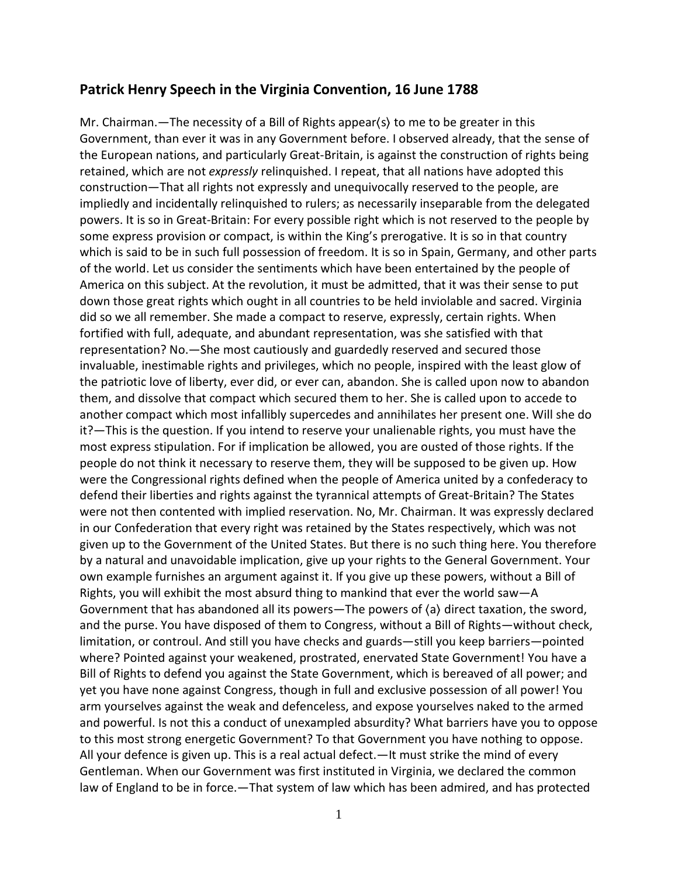## Patrick Henry Speech in the Virginia Convention, 16 June 1788

Mr. Chairman.—The necessity of a Bill of Rights appear⟨s⟩ to me to be greater in this Government, than ever it was in any Government before. I observed already, that the sense of the European nations, and particularly Great-Britain, is against the construction of rights being retained, which are not *expressly* relinquished. I repeat, that all nations have adopted this construction—That all rights not expressly and unequivocally reserved to the people, are impliedly and incidentally relinquished to rulers; as necessarily inseparable from the delegated powers. It is so in Great-Britain: For every possible right which is not reserved to the people by some express provision or compact, is within the King's prerogative. It is so in that country which is said to be in such full possession of freedom. It is so in Spain, Germany, and other parts of the world. Let us consider the sentiments which have been entertained by the people of America on this subject. At the revolution, it must be admitted, that it was their sense to put down those great rights which ought in all countries to be held inviolable and sacred. Virginia did so we all remember. She made a compact to reserve, expressly, certain rights. When fortified with full, adequate, and abundant representation, was she satisfied with that representation? No.—She most cautiously and guardedly reserved and secured those invaluable, inestimable rights and privileges, which no people, inspired with the least glow of the patriotic love of liberty, ever did, or ever can, abandon. She is called upon now to abandon them, and dissolve that compact which secured them to her. She is called upon to accede to another compact which most infallibly supercedes and annihilates her present one. Will she do it?—This is the question. If you intend to reserve your unalienable rights, you must have the most express stipulation. For if implication be allowed, you are ousted of those rights. If the people do not think it necessary to reserve them, they will be supposed to be given up. How were the Congressional rights defined when the people of America united by a confederacy to defend their liberties and rights against the tyrannical attempts of Great-Britain? The States were not then contented with implied reservation. No, Mr. Chairman. It was expressly declared in our Confederation that every right was retained by the States respectively, which was not given up to the Government of the United States. But there is no such thing here. You therefore by a natural and unavoidable implication, give up your rights to the General Government. Your own example furnishes an argument against it. If you give up these powers, without a Bill of Rights, you will exhibit the most absurd thing to mankind that ever the world saw—A Government that has abandoned all its powers—The powers of ⟨a⟩ direct taxation, the sword, and the purse. You have disposed of them to Congress, without a Bill of Rights—without check, limitation, or controul. And still you have checks and guards—still you keep barriers—pointed where? Pointed against your weakened, prostrated, enervated State Government! You have a Bill of Rights to defend you against the State Government, which is bereaved of all power; and yet you have none against Congress, though in full and exclusive possession of all power! You arm yourselves against the weak and defenceless, and expose yourselves naked to the armed and powerful. Is not this a conduct of unexampled absurdity? What barriers have you to oppose to this most strong energetic Government? To that Government you have nothing to oppose. All your defence is given up. This is a real actual defect.—It must strike the mind of every Gentleman. When our Government was first instituted in Virginia, we declared the common law of England to be in force.—That system of law which has been admired, and has protected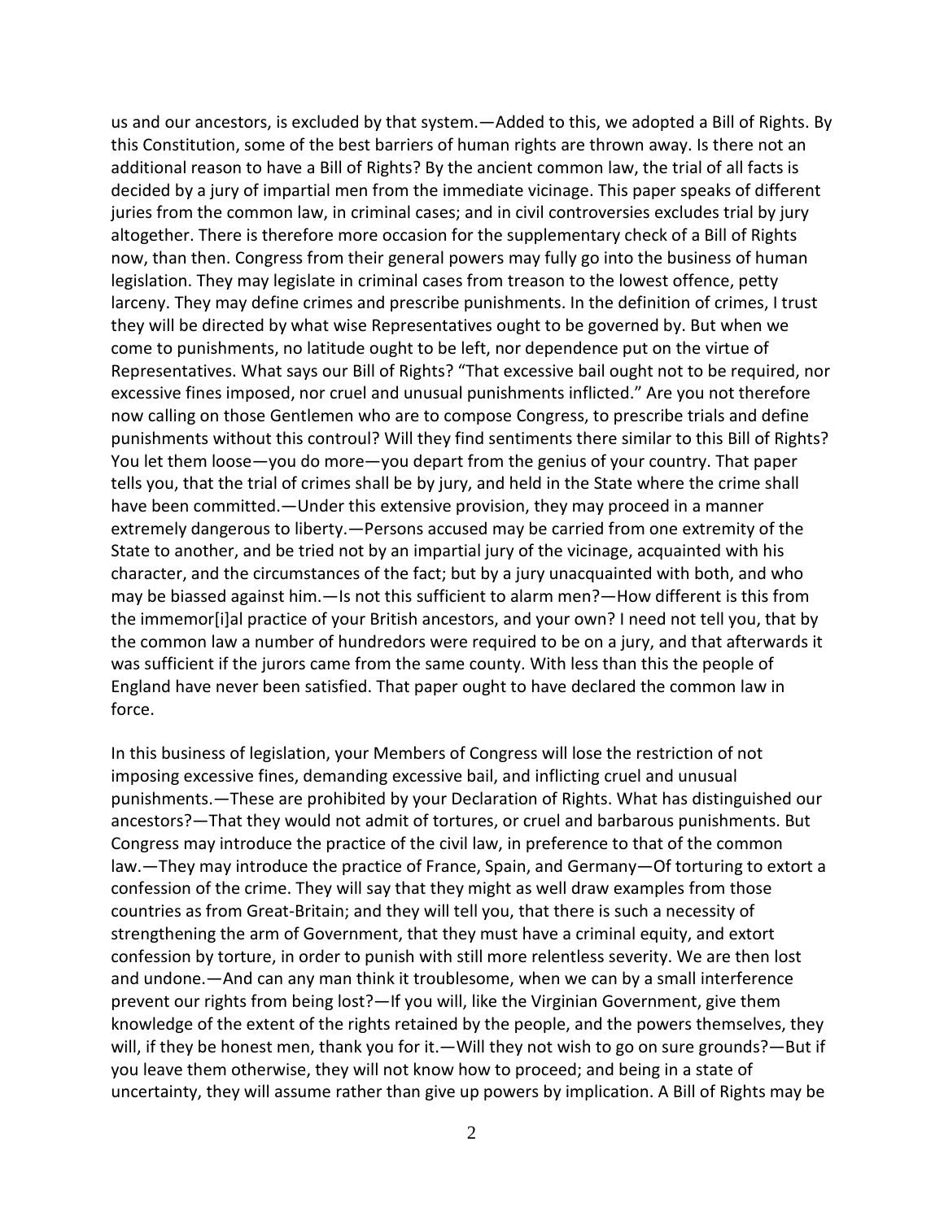us and our ancestors, is excluded by that system.—Added to this, we adopted a Bill of Rights. By this Constitution, some of the best barriers of human rights are thrown away. Is there not an additional reason to have a Bill of Rights? By the ancient common law, the trial of all facts is decided by a jury of impartial men from the immediate vicinage. This paper speaks of different juries from the common law, in criminal cases; and in civil controversies excludes trial by jury altogether. There is therefore more occasion for the supplementary check of a Bill of Rights now, than then. Congress from their general powers may fully go into the business of human legislation. They may legislate in criminal cases from treason to the lowest offence, petty larceny. They may define crimes and prescribe punishments. In the definition of crimes, I trust they will be directed by what wise Representatives ought to be governed by. But when we come to punishments, no latitude ought to be left, nor dependence put on the virtue of Representatives. What says our Bill of Rights? "That excessive bail ought not to be required, nor excessive fines imposed, nor cruel and unusual punishments inflicted." Are you not therefore now calling on those Gentlemen who are to compose Congress, to prescribe trials and define punishments without this controul? Will they find sentiments there similar to this Bill of Rights? You let them loose—you do more—you depart from the genius of your country. That paper tells you, that the trial of crimes shall be by jury, and held in the State where the crime shall have been committed.—Under this extensive provision, they may proceed in a manner extremely dangerous to liberty.—Persons accused may be carried from one extremity of the State to another, and be tried not by an impartial jury of the vicinage, acquainted with his character, and the circumstances of the fact; but by a jury unacquainted with both, and who may be biassed against him.—Is not this sufficient to alarm men?—How different is this from the immemor[i]al practice of your British ancestors, and your own? I need not tell you, that by the common law a number of hundredors were required to be on a jury, and that afterwards it was sufficient if the jurors came from the same county. With less than this the people of England have never been satisfied. That paper ought to have declared the common law in force.

In this business of legislation, your Members of Congress will lose the restriction of not imposing excessive fines, demanding excessive bail, and inflicting cruel and unusual punishments.—These are prohibited by your Declaration of Rights. What has distinguished our ancestors?—That they would not admit of tortures, or cruel and barbarous punishments. But Congress may introduce the practice of the civil law, in preference to that of the common law.—They may introduce the practice of France, Spain, and Germany—Of torturing to extort a confession of the crime. They will say that they might as well draw examples from those countries as from Great-Britain; and they will tell you, that there is such a necessity of strengthening the arm of Government, that they must have a criminal equity, and extort confession by torture, in order to punish with still more relentless severity. We are then lost and undone.—And can any man think it troublesome, when we can by a small interference prevent our rights from being lost?—If you will, like the Virginian Government, give them knowledge of the extent of the rights retained by the people, and the powers themselves, they will, if they be honest men, thank you for it.—Will they not wish to go on sure grounds?—But if you leave them otherwise, they will not know how to proceed; and being in a state of uncertainty, they will assume rather than give up powers by implication. A Bill of Rights may be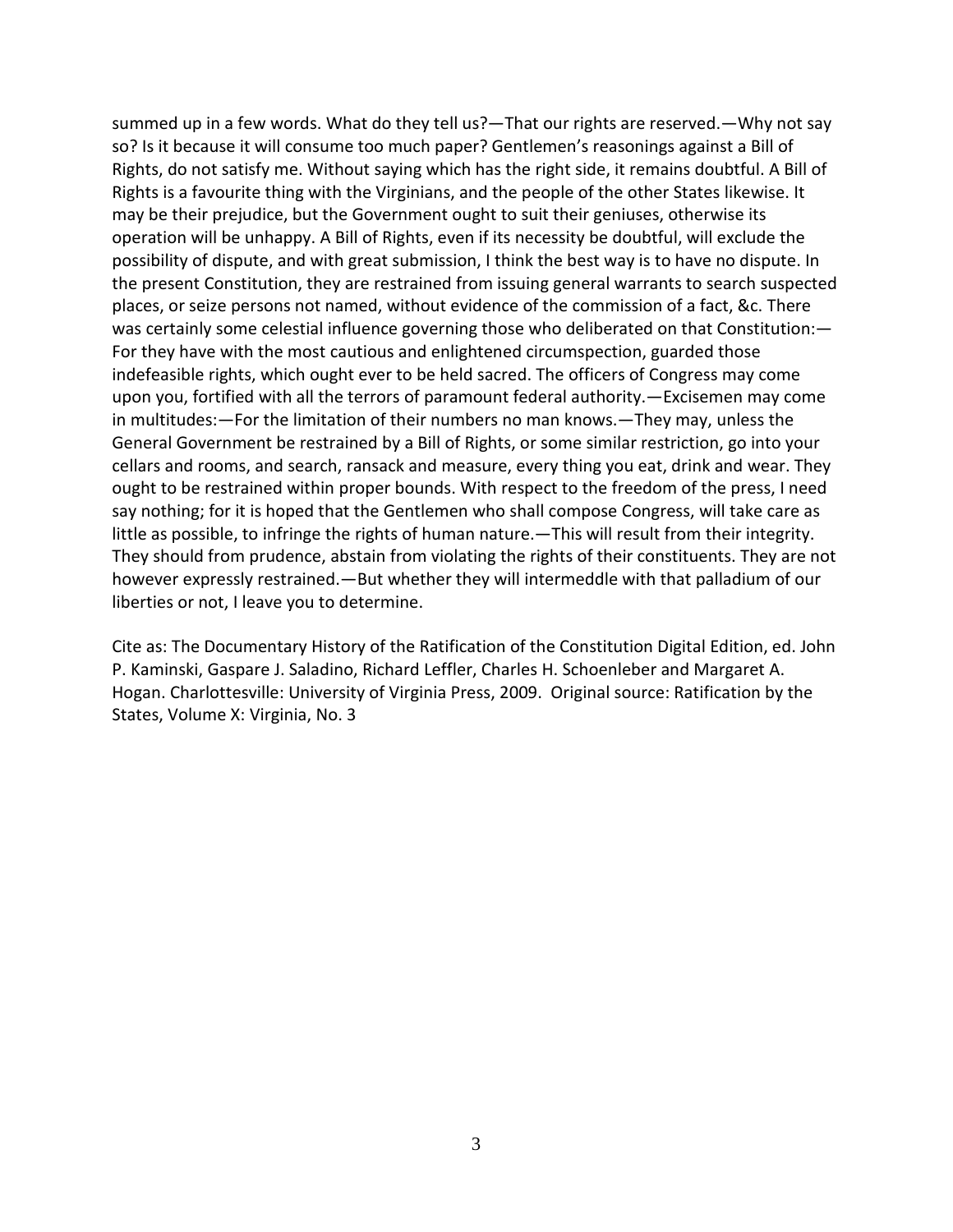summed up in a few words. What do they tell us?—That our rights are reserved.—Why not say so? Is it because it will consume too much paper? Gentlemen's reasonings against a Bill of Rights, do not satisfy me. Without saying which has the right side, it remains doubtful. A Bill of Rights is a favourite thing with the Virginians, and the people of the other States likewise. It may be their prejudice, but the Government ought to suit their geniuses, otherwise its operation will be unhappy. A Bill of Rights, even if its necessity be doubtful, will exclude the possibility of dispute, and with great submission, I think the best way is to have no dispute. In the present Constitution, they are restrained from issuing general warrants to search suspected places, or seize persons not named, without evidence of the commission of a fact, &c. There was certainly some celestial influence governing those who deliberated on that Constitution:—For they have with the most cautious and enlightened circumspection, guarded those indefeasible rights, which ought ever to be held sacred. The officers of Congress may come upon you, fortified with all the terrors of paramount federal authority.—Excisemen may come in multitudes:—For the limitation of their numbers no man knows.—They may, unless the General Government be restrained by a Bill of Rights, or some similar restriction, go into your cellars and rooms, and search, ransack and measure, every thing you eat, drink and wear. They ought to be restrained within proper bounds. With respect to the freedom of the press, I need say nothing; for it is hoped that the Gentlemen who shall compose Congress, will take care as little as possible, to infringe the rights of human nature.—This will result from their integrity. They should from prudence, abstain from violating the rights of their constituents. They are not however expressly restrained.—But whether they will intermeddle with that palladium of our liberties or not, I leave you to determine.

Cite as: The Documentary History of the Ratification of the Constitution Digital Edition, ed. John P. Kaminski, Gaspare J. Saladino, Richard Leffler, Charles H. Schoenleber and Margaret A. Hogan. Charlottesville: University of Virginia Press, 2009. Original source: Ratification by the States, Volume X: Virginia, No. 3